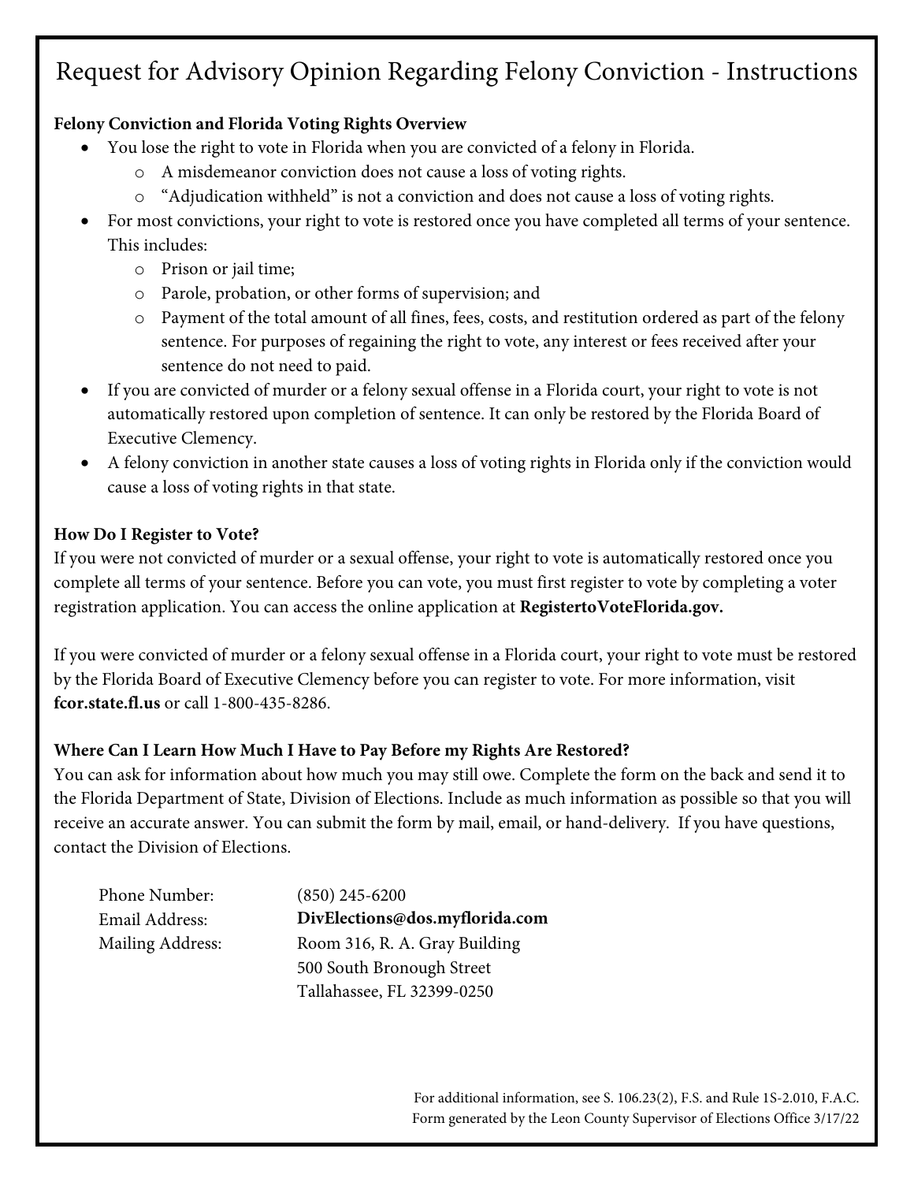# Request for Advisory Opinion Regarding Felony Conviction - Instructions

**Felony Conviction and Florida Voting Rights Overview**

- You lose the right to vote in Florida when you are convicted of a felony in Florida.
  - A misdemeanor conviction does not cause a loss of voting rights.
  - "Adjudication withheld" is not a conviction and does not cause a loss of voting rights.
- For most convictions, your right to vote is restored once you have completed all terms of your sentence. This includes:
  - Prison or jail time;
  - Parole, probation, or other forms of supervision; and
  - Payment of the total amount of all fines, fees, costs, and restitution ordered as part of the felony sentence. For purposes of regaining the right to vote, any interest or fees received after your sentence do not need to paid.
- If you are convicted of murder or a felony sexual offense in a Florida court, your right to vote is not automatically restored upon completion of sentence. It can only be restored by the Florida Board of Executive Clemency.
- A felony conviction in another state causes a loss of voting rights in Florida only if the conviction would cause a loss of voting rights in that state.

**How Do I Register to Vote?**

If you were not convicted of murder or a sexual offense, your right to vote is automatically restored once you complete all terms of your sentence. Before you can vote, you must first register to vote by completing a voter registration application. You can access the online application at **RegistertoVoteFlorida.gov.**

If you were convicted of murder or a felony sexual offense in a Florida court, your right to vote must be restored by the Florida Board of Executive Clemency before you can register to vote. For more information, visit **fcor.state.fl.us** or call 1-800-435-8286.

**Where Can I Learn How Much I Have to Pay Before my Rights Are Restored?**

You can ask for information about how much you may still owe. Complete the form on the back and send it to the Florida Department of State, Division of Elections. Include as much information as possible so that you will receive an accurate answer. You can submit the form by mail, email, or hand-delivery. If you have questions, contact the Division of Elections.

| | |
|---|---|
| Phone Number: | (850) 245-6200 |
| Email Address: | **DivElections@dos.myflorida.com** |
| Mailing Address: | Room 316, R. A. Gray Building<br>500 South Bronough Street<br>Tallahassee, FL 32399-0250 |

For additional information, see S. 106.23(2), F.S. and Rule 1S-2.010, F.A.C.
Form generated by the Leon County Supervisor of Elections Office 3/17/22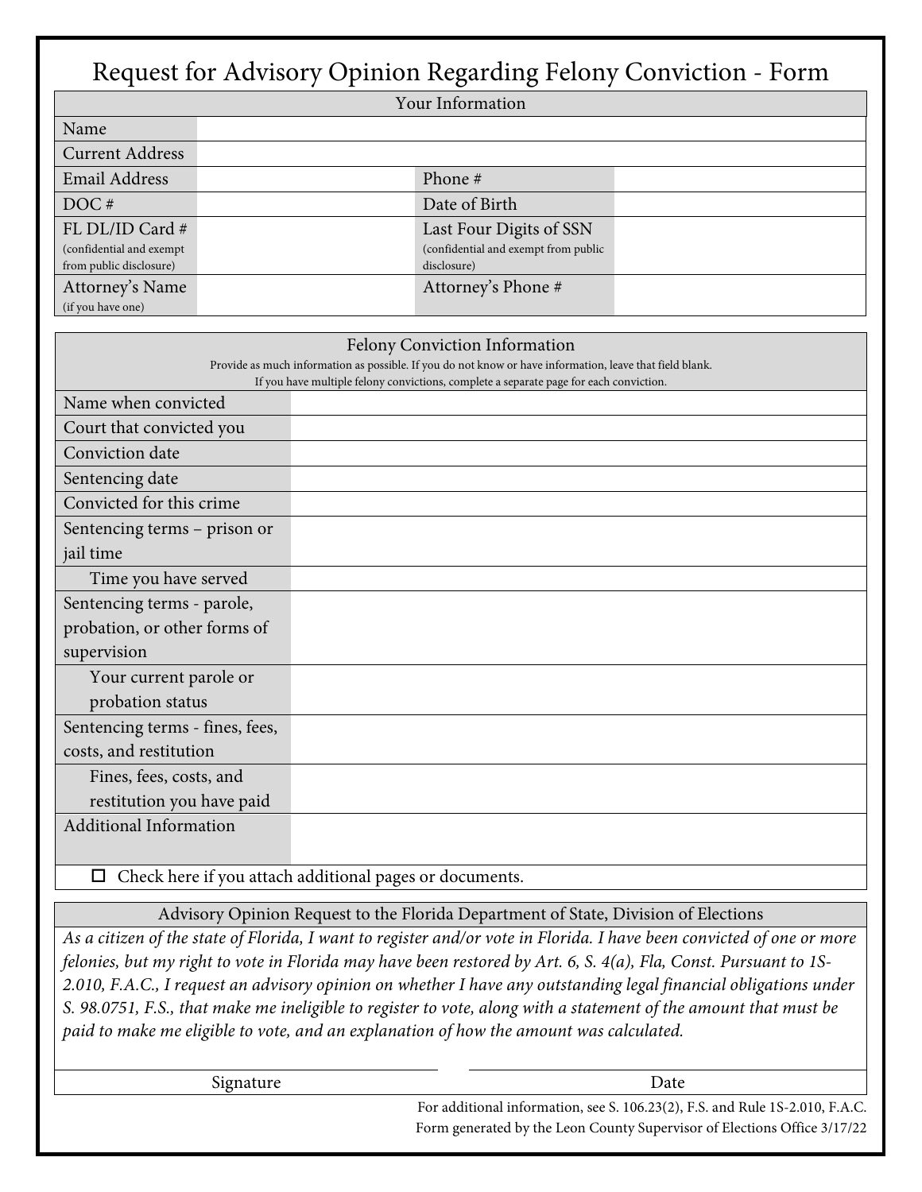# Request for Advisory Opinion Regarding Felony Conviction - Form

| Your Information | | | |
|---|---|---|---|
| Name | | | |
| Current Address | | | |
| Email Address | | Phone # | |
| DOC # | | Date of Birth | |
| FL DL/ID Card # (confidential and exempt from public disclosure) | | Last Four Digits of SSN (confidential and exempt from public disclosure) | |
| Attorney's Name (if you have one) | | Attorney's Phone # | |

**Felony Conviction Information**

Provide as much information as possible. If you do not know or have information, leave that field blank.
If you have multiple felony convictions, complete a separate page for each conviction.

| | |
|---|---|
| Name when convicted | |
| Court that convicted you | |
| Conviction date | |
| Sentencing date | |
| Convicted for this crime | |
| Sentencing terms – prison or jail time | |
| Time you have served | |
| Sentencing terms - parole, probation, or other forms of supervision | |
| Your current parole or probation status | |
| Sentencing terms - fines, fees, costs, and restitution | |
| Fines, fees, costs, and restitution you have paid | |
| Additional Information | |

☐ Check here if you attach additional pages or documents.

**Advisory Opinion Request to the Florida Department of State, Division of Elections**

*As a citizen of the state of Florida, I want to register and/or vote in Florida. I have been convicted of one or more felonies, but my right to vote in Florida may have been restored by Art. 6, S. 4(a), Fla, Const. Pursuant to 1S-2.010, F.A.C., I request an advisory opinion on whether I have any outstanding legal financial obligations under S. 98.0751, F.S., that make me ineligible to register to vote, along with a statement of the amount that must be paid to make me eligible to vote, and an explanation of how the amount was calculated.*

Signature ______________________ Date ______________________

For additional information, see S. 106.23(2), F.S. and Rule 1S-2.010, F.A.C.

Form generated by the Leon County Supervisor of Elections Office 3/17/22